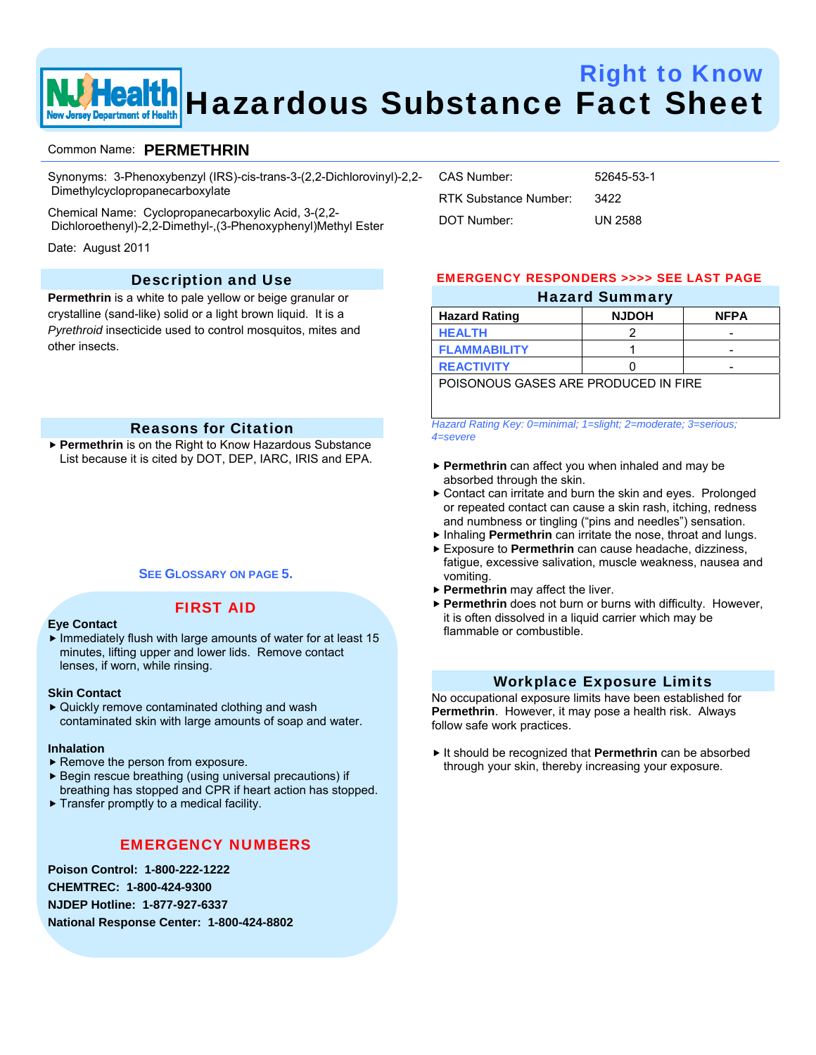# Right to Know Hazardous Substance Fact Sheet

Common Name: **PERMETHRIN**

Synonyms: 3-Phenoxybenzyl (IRS)-cis-trans-3-(2,2-Dichlorovinyl)-2,2-Dimethylcyclopropanecarboxylate

Chemical Name: Cyclopropanecarboxylic Acid, 3-(2,2-Dichloroethenyl)-2,2-Dimethyl-,(3-Phenoxyphenyl)Methyl Ester

Date: August 2011

CAS Number: 52645-53-1

RTK Substance Number: 3422

DOT Number: UN 2588

## Description and Use

**Permethrin** is a white to pale yellow or beige granular or crystalline (sand-like) solid or a light brown liquid. It is a *Pyrethroid* insecticide used to control mosquitos, mites and other insects.

## Reasons for Citation

- **Permethrin** is on the Right to Know Hazardous Substance List because it is cited by DOT, DEP, IARC, IRIS and EPA.

**SEE GLOSSARY ON PAGE 5.**

## FIRST AID

**Eye Contact**

- Immediately flush with large amounts of water for at least 15 minutes, lifting upper and lower lids. Remove contact lenses, if worn, while rinsing.

**Skin Contact**

- Quickly remove contaminated clothing and wash contaminated skin with large amounts of soap and water.

**Inhalation**

- Remove the person from exposure.
- Begin rescue breathing (using universal precautions) if breathing has stopped and CPR if heart action has stopped.
- Transfer promptly to a medical facility.

## EMERGENCY NUMBERS

**Poison Control: 1-800-222-1222**

**CHEMTREC: 1-800-424-9300**

**NJDEP Hotline: 1-877-927-6337**

**National Response Center: 1-800-424-8802**

**EMERGENCY RESPONDERS >>>> SEE LAST PAGE**

## Hazard Summary

| Hazard Rating | NJDOH | NFPA |
|---|---|---|
| HEALTH | 2 | - |
| FLAMMABILITY | 1 | - |
| REACTIVITY | 0 | - |
| POISONOUS GASES ARE PRODUCED IN FIRE | | |

*Hazard Rating Key: 0=minimal; 1=slight; 2=moderate; 3=serious; 4=severe*

- **Permethrin** can affect you when inhaled and may be absorbed through the skin.
- Contact can irritate and burn the skin and eyes. Prolonged or repeated contact can cause a skin rash, itching, redness and numbness or tingling ("pins and needles") sensation.
- Inhaling **Permethrin** can irritate the nose, throat and lungs.
- Exposure to **Permethrin** can cause headache, dizziness, fatigue, excessive salivation, muscle weakness, nausea and vomiting.
- **Permethrin** may affect the liver.
- **Permethrin** does not burn or burns with difficulty. However, it is often dissolved in a liquid carrier which may be flammable or combustible.

## Workplace Exposure Limits

No occupational exposure limits have been established for **Permethrin**. However, it may pose a health risk. Always follow safe work practices.

- It should be recognized that **Permethrin** can be absorbed through your skin, thereby increasing your exposure.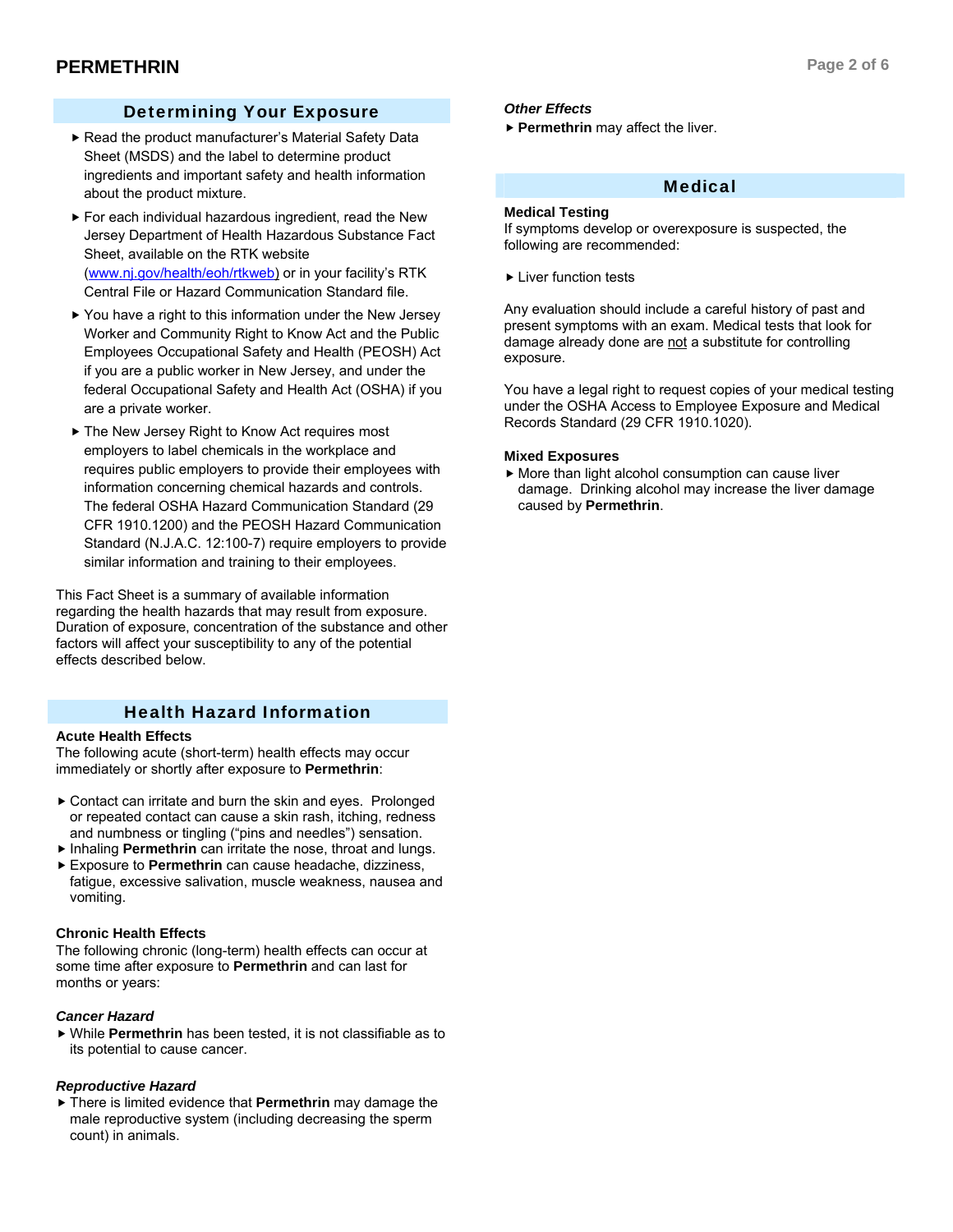## Determining Your Exposure

- Read the product manufacturer's Material Safety Data Sheet (MSDS) and the label to determine product ingredients and important safety and health information about the product mixture.
- For each individual hazardous ingredient, read the New Jersey Department of Health Hazardous Substance Fact Sheet, available on the RTK website (www.nj.gov/health/eoh/rtkweb) or in your facility's RTK Central File or Hazard Communication Standard file.
- You have a right to this information under the New Jersey Worker and Community Right to Know Act and the Public Employees Occupational Safety and Health (PEOSH) Act if you are a public worker in New Jersey, and under the federal Occupational Safety and Health Act (OSHA) if you are a private worker.
- The New Jersey Right to Know Act requires most employers to label chemicals in the workplace and requires public employers to provide their employees with information concerning chemical hazards and controls. The federal OSHA Hazard Communication Standard (29 CFR 1910.1200) and the PEOSH Hazard Communication Standard (N.J.A.C. 12:100-7) require employers to provide similar information and training to their employees.

This Fact Sheet is a summary of available information regarding the health hazards that may result from exposure. Duration of exposure, concentration of the substance and other factors will affect your susceptibility to any of the potential effects described below.

## Health Hazard Information

### Acute Health Effects

The following acute (short-term) health effects may occur immediately or shortly after exposure to **Permethrin**:

- Contact can irritate and burn the skin and eyes. Prolonged or repeated contact can cause a skin rash, itching, redness and numbness or tingling ("pins and needles") sensation.
- Inhaling **Permethrin** can irritate the nose, throat and lungs.
- Exposure to **Permethrin** can cause headache, dizziness, fatigue, excessive salivation, muscle weakness, nausea and vomiting.

### Chronic Health Effects

The following chronic (long-term) health effects can occur at some time after exposure to **Permethrin** and can last for months or years:

#### *Cancer Hazard*

- While **Permethrin** has been tested, it is not classifiable as to its potential to cause cancer.

#### *Reproductive Hazard*

- There is limited evidence that **Permethrin** may damage the male reproductive system (including decreasing the sperm count) in animals.

#### *Other Effects*

- **Permethrin** may affect the liver.

## Medical

### Medical Testing

If symptoms develop or overexposure is suspected, the following are recommended:

- Liver function tests

Any evaluation should include a careful history of past and present symptoms with an exam. Medical tests that look for damage already done are not a substitute for controlling exposure.

You have a legal right to request copies of your medical testing under the OSHA Access to Employee Exposure and Medical Records Standard (29 CFR 1910.1020).

### Mixed Exposures

- More than light alcohol consumption can cause liver damage. Drinking alcohol may increase the liver damage caused by **Permethrin**.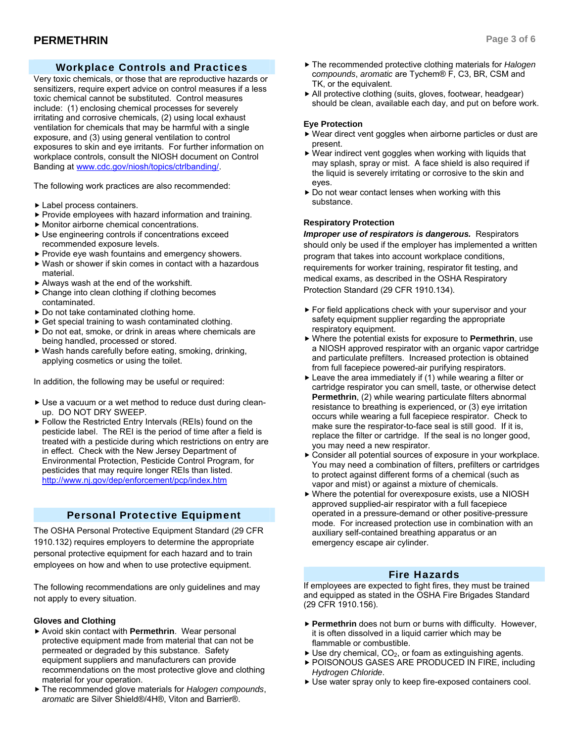## Workplace Controls and Practices

Very toxic chemicals, or those that are reproductive hazards or sensitizers, require expert advice on control measures if a less toxic chemical cannot be substituted. Control measures include: (1) enclosing chemical processes for severely irritating and corrosive chemicals, (2) using local exhaust ventilation for chemicals that may be harmful with a single exposure, and (3) using general ventilation to control exposures to skin and eye irritants. For further information on workplace controls, consult the NIOSH document on Control Banding at www.cdc.gov/niosh/topics/ctrlbanding/.

The following work practices are also recommended:

- Label process containers.
- Provide employees with hazard information and training.
- Monitor airborne chemical concentrations.
- Use engineering controls if concentrations exceed recommended exposure levels.
- Provide eye wash fountains and emergency showers.
- Wash or shower if skin comes in contact with a hazardous material.
- Always wash at the end of the workshift.
- Change into clean clothing if clothing becomes contaminated.
- Do not take contaminated clothing home.
- Get special training to wash contaminated clothing.
- Do not eat, smoke, or drink in areas where chemicals are being handled, processed or stored.
- Wash hands carefully before eating, smoking, drinking, applying cosmetics or using the toilet.

In addition, the following may be useful or required:

- Use a vacuum or a wet method to reduce dust during clean-up. DO NOT DRY SWEEP.
- Follow the Restricted Entry Intervals (REIs) found on the pesticide label. The REI is the period of time after a field is treated with a pesticide during which restrictions on entry are in effect. Check with the New Jersey Department of Environmental Protection, Pesticide Control Program, for pesticides that may require longer REIs than listed. http://www.nj.gov/dep/enforcement/pcp/index.htm

## Personal Protective Equipment

The OSHA Personal Protective Equipment Standard (29 CFR 1910.132) requires employers to determine the appropriate personal protective equipment for each hazard and to train employees on how and when to use protective equipment.

The following recommendations are only guidelines and may not apply to every situation.

### Gloves and Clothing

- Avoid skin contact with **Permethrin**. Wear personal protective equipment made from material that can not be permeated or degraded by this substance. Safety equipment suppliers and manufacturers can provide recommendations on the most protective glove and clothing material for your operation.
- The recommended glove materials for *Halogen compounds*, *aromatic* are Silver Shield®/4H®, Viton and Barrier®.
- The recommended protective clothing materials for *Halogen compounds*, *aromatic* are Tychem® F, C3, BR, CSM and TK, or the equivalent.
- All protective clothing (suits, gloves, footwear, headgear) should be clean, available each day, and put on before work.

### Eye Protection

- Wear direct vent goggles when airborne particles or dust are present.
- Wear indirect vent goggles when working with liquids that may splash, spray or mist. A face shield is also required if the liquid is severely irritating or corrosive to the skin and eyes.
- Do not wear contact lenses when working with this substance.

### Respiratory Protection

***Improper use of respirators is dangerous.*** Respirators should only be used if the employer has implemented a written program that takes into account workplace conditions, requirements for worker training, respirator fit testing, and medical exams, as described in the OSHA Respiratory Protection Standard (29 CFR 1910.134).

- For field applications check with your supervisor and your safety equipment supplier regarding the appropriate respiratory equipment.
- Where the potential exists for exposure to **Permethrin**, use a NIOSH approved respirator with an organic vapor cartridge and particulate prefilters. Increased protection is obtained from full facepiece powered-air purifying respirators.
- Leave the area immediately if (1) while wearing a filter or cartridge respirator you can smell, taste, or otherwise detect **Permethrin**, (2) while wearing particulate filters abnormal resistance to breathing is experienced, or (3) eye irritation occurs while wearing a full facepiece respirator. Check to make sure the respirator-to-face seal is still good. If it is, replace the filter or cartridge. If the seal is no longer good, you may need a new respirator.
- Consider all potential sources of exposure in your workplace. You may need a combination of filters, prefilters or cartridges to protect against different forms of a chemical (such as vapor and mist) or against a mixture of chemicals.
- Where the potential for overexposure exists, use a NIOSH approved supplied-air respirator with a full facepiece operated in a pressure-demand or other positive-pressure mode. For increased protection use in combination with an auxiliary self-contained breathing apparatus or an emergency escape air cylinder.

## Fire Hazards

If employees are expected to fight fires, they must be trained and equipped as stated in the OSHA Fire Brigades Standard (29 CFR 1910.156).

- **Permethrin** does not burn or burns with difficulty. However, it is often dissolved in a liquid carrier which may be flammable or combustible.
- Use dry chemical, $CO_2$, or foam as extinguishing agents.
- POISONOUS GASES ARE PRODUCED IN FIRE, including *Hydrogen Chloride*.
- Use water spray only to keep fire-exposed containers cool.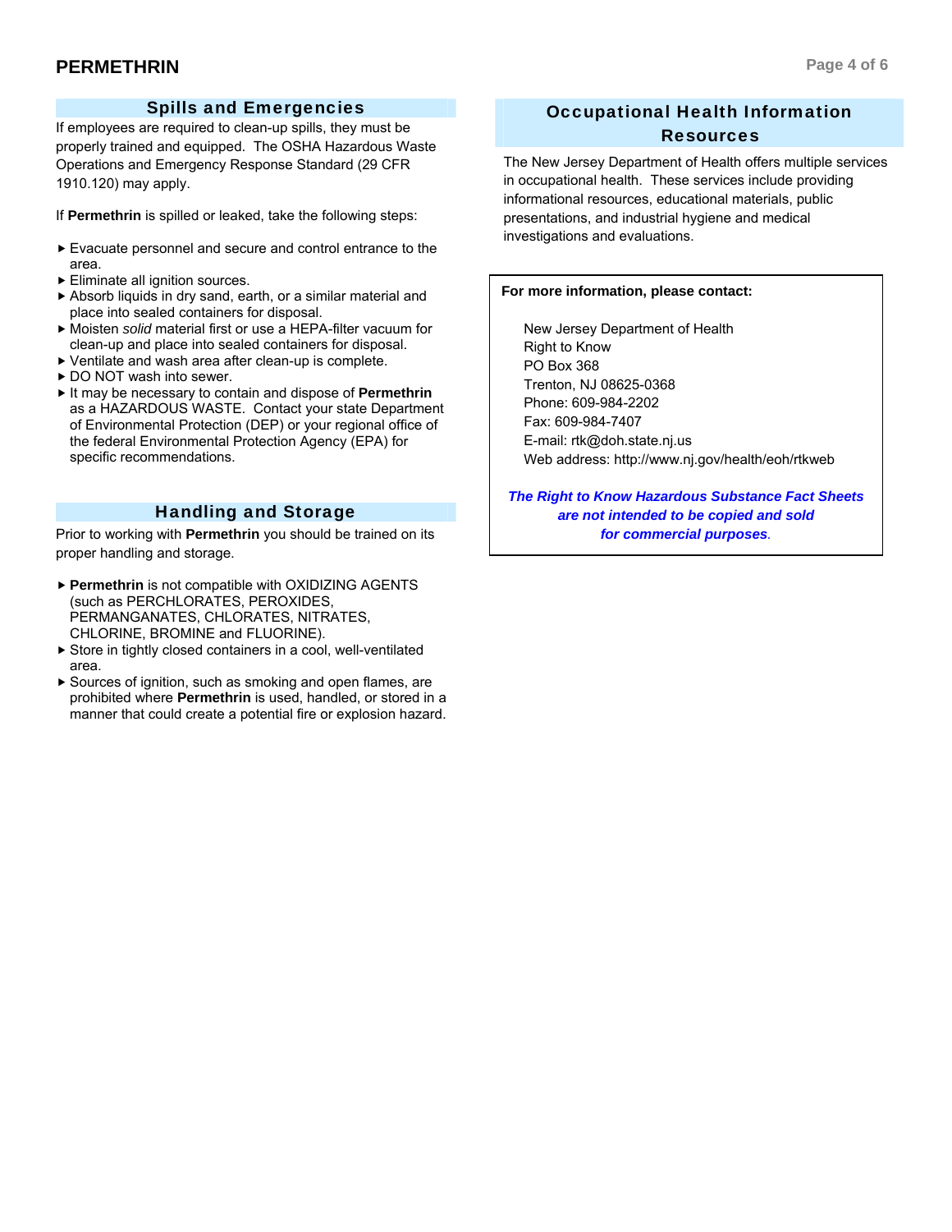## Spills and Emergencies

If employees are required to clean-up spills, they must be properly trained and equipped. The OSHA Hazardous Waste Operations and Emergency Response Standard (29 CFR 1910.120) may apply.

If **Permethrin** is spilled or leaked, take the following steps:

- Evacuate personnel and secure and control entrance to the area.
- Eliminate all ignition sources.
- Absorb liquids in dry sand, earth, or a similar material and place into sealed containers for disposal.
- Moisten *solid* material first or use a HEPA-filter vacuum for clean-up and place into sealed containers for disposal.
- Ventilate and wash area after clean-up is complete.
- DO NOT wash into sewer.
- It may be necessary to contain and dispose of **Permethrin** as a HAZARDOUS WASTE. Contact your state Department of Environmental Protection (DEP) or your regional office of the federal Environmental Protection Agency (EPA) for specific recommendations.

## Handling and Storage

Prior to working with **Permethrin** you should be trained on its proper handling and storage.

- **Permethrin** is not compatible with OXIDIZING AGENTS (such as PERCHLORATES, PEROXIDES, PERMANGANATES, CHLORATES, NITRATES, CHLORINE, BROMINE and FLUORINE).
- Store in tightly closed containers in a cool, well-ventilated area.
- Sources of ignition, such as smoking and open flames, are prohibited where **Permethrin** is used, handled, or stored in a manner that could create a potential fire or explosion hazard.

## Occupational Health Information Resources

The New Jersey Department of Health offers multiple services in occupational health. These services include providing informational resources, educational materials, public presentations, and industrial hygiene and medical investigations and evaluations.

**For more information, please contact:**

New Jersey Department of Health
Right to Know
PO Box 368
Trenton, NJ 08625-0368
Phone: 609-984-2202
Fax: 609-984-7407
E-mail: rtk@doh.state.nj.us
Web address: http://www.nj.gov/health/eoh/rtkweb

***The Right to Know Hazardous Substance Fact Sheets are not intended to be copied and sold for commercial purposes.***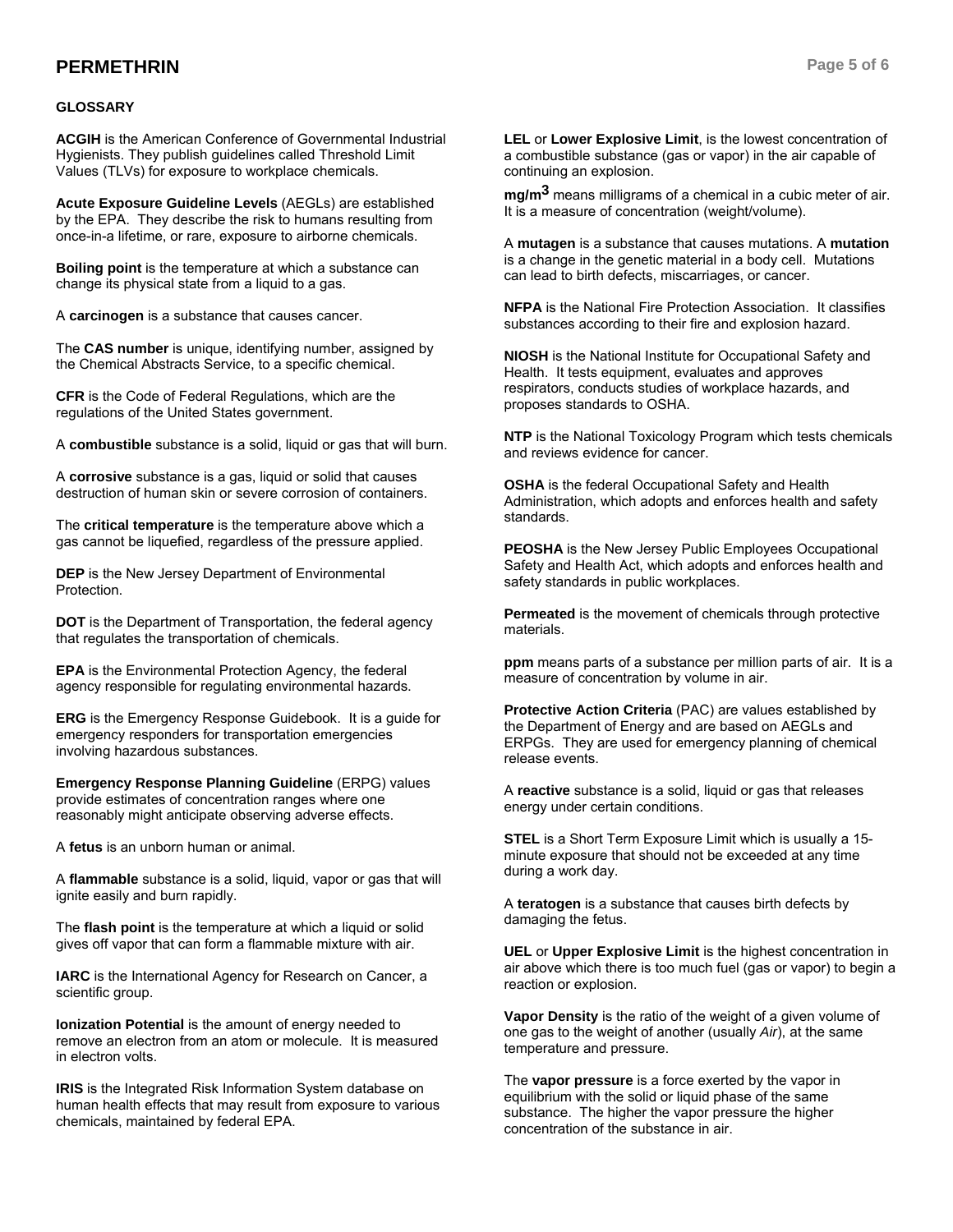## GLOSSARY

**ACGIH** is the American Conference of Governmental Industrial Hygienists. They publish guidelines called Threshold Limit Values (TLVs) for exposure to workplace chemicals.

**Acute Exposure Guideline Levels** (AEGLs) are established by the EPA. They describe the risk to humans resulting from once-in-a lifetime, or rare, exposure to airborne chemicals.

**Boiling point** is the temperature at which a substance can change its physical state from a liquid to a gas.

A **carcinogen** is a substance that causes cancer.

The **CAS number** is unique, identifying number, assigned by the Chemical Abstracts Service, to a specific chemical.

**CFR** is the Code of Federal Regulations, which are the regulations of the United States government.

A **combustible** substance is a solid, liquid or gas that will burn.

A **corrosive** substance is a gas, liquid or solid that causes destruction of human skin or severe corrosion of containers.

The **critical temperature** is the temperature above which a gas cannot be liquefied, regardless of the pressure applied.

**DEP** is the New Jersey Department of Environmental Protection.

**DOT** is the Department of Transportation, the federal agency that regulates the transportation of chemicals.

**EPA** is the Environmental Protection Agency, the federal agency responsible for regulating environmental hazards.

**ERG** is the Emergency Response Guidebook. It is a guide for emergency responders for transportation emergencies involving hazardous substances.

**Emergency Response Planning Guideline** (ERPG) values provide estimates of concentration ranges where one reasonably might anticipate observing adverse effects.

A **fetus** is an unborn human or animal.

A **flammable** substance is a solid, liquid, vapor or gas that will ignite easily and burn rapidly.

The **flash point** is the temperature at which a liquid or solid gives off vapor that can form a flammable mixture with air.

**IARC** is the International Agency for Research on Cancer, a scientific group.

**Ionization Potential** is the amount of energy needed to remove an electron from an atom or molecule. It is measured in electron volts.

**IRIS** is the Integrated Risk Information System database on human health effects that may result from exposure to various chemicals, maintained by federal EPA.

**LEL** or **Lower Explosive Limit**, is the lowest concentration of a combustible substance (gas or vapor) in the air capable of continuing an explosion.

**mg/m$^3$** means milligrams of a chemical in a cubic meter of air. It is a measure of concentration (weight/volume).

A **mutagen** is a substance that causes mutations. A **mutation** is a change in the genetic material in a body cell. Mutations can lead to birth defects, miscarriages, or cancer.

**NFPA** is the National Fire Protection Association. It classifies substances according to their fire and explosion hazard.

**NIOSH** is the National Institute for Occupational Safety and Health. It tests equipment, evaluates and approves respirators, conducts studies of workplace hazards, and proposes standards to OSHA.

**NTP** is the National Toxicology Program which tests chemicals and reviews evidence for cancer.

**OSHA** is the federal Occupational Safety and Health Administration, which adopts and enforces health and safety standards.

**PEOSHA** is the New Jersey Public Employees Occupational Safety and Health Act, which adopts and enforces health and safety standards in public workplaces.

**Permeated** is the movement of chemicals through protective materials.

**ppm** means parts of a substance per million parts of air. It is a measure of concentration by volume in air.

**Protective Action Criteria** (PAC) are values established by the Department of Energy and are based on AEGLs and ERPGs. They are used for emergency planning of chemical release events.

A **reactive** substance is a solid, liquid or gas that releases energy under certain conditions.

**STEL** is a Short Term Exposure Limit which is usually a 15-minute exposure that should not be exceeded at any time during a work day.

A **teratogen** is a substance that causes birth defects by damaging the fetus.

**UEL** or **Upper Explosive Limit** is the highest concentration in air above which there is too much fuel (gas or vapor) to begin a reaction or explosion.

**Vapor Density** is the ratio of the weight of a given volume of one gas to the weight of another (usually *Air*), at the same temperature and pressure.

The **vapor pressure** is a force exerted by the vapor in equilibrium with the solid or liquid phase of the same substance. The higher the vapor pressure the higher concentration of the substance in air.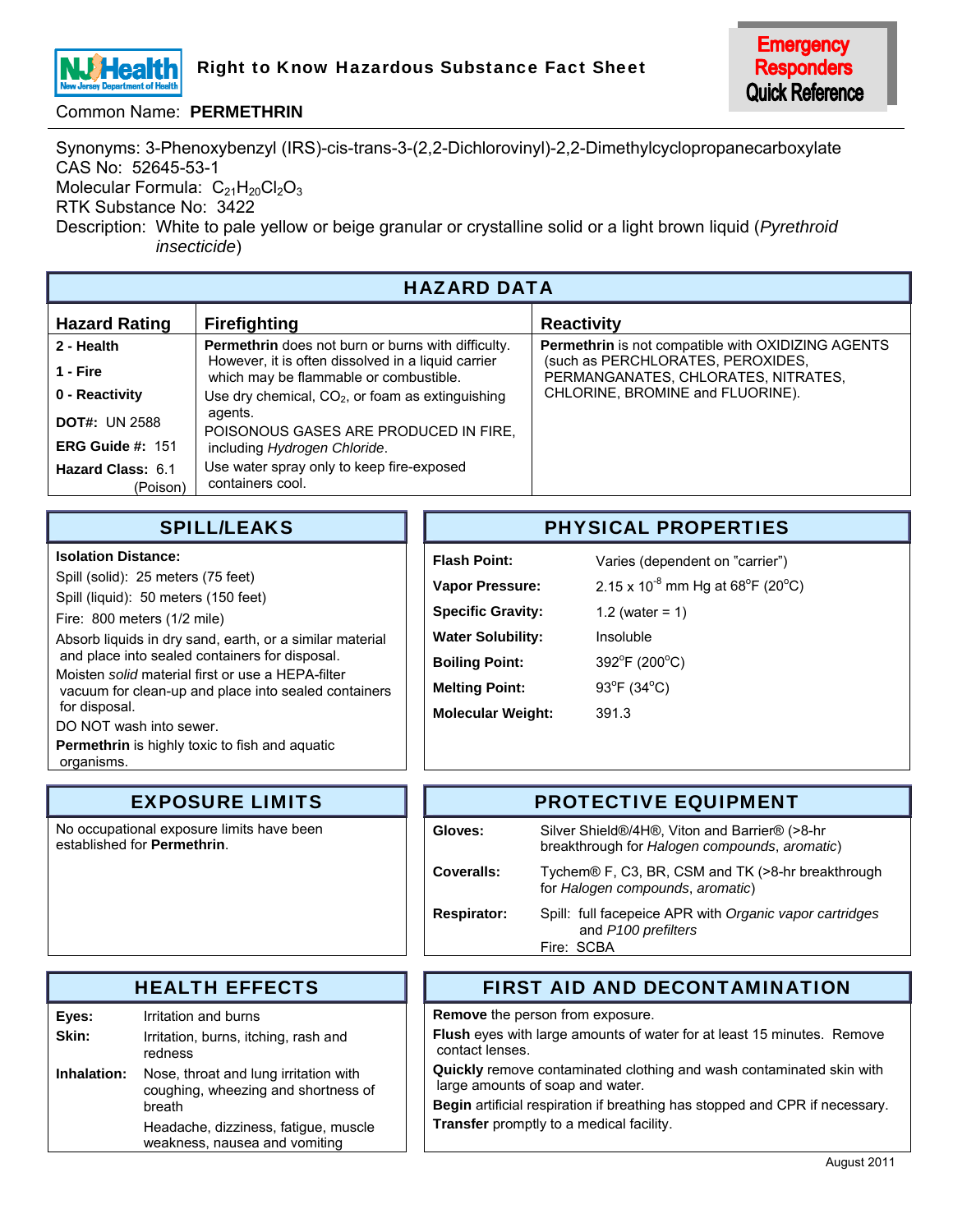Right to Know Hazardous Substance Fact Sheet

**Emergency Responders Quick Reference**

Common Name: **PERMETHRIN**

Synonyms: 3-Phenoxybenzyl (IRS)-cis-trans-3-(2,2-Dichlorovinyl)-2,2-Dimethylcyclopropanecarboxylate
CAS No: 52645-53-1
Molecular Formula: $C_{21}H_{20}Cl_2O_3$
RTK Substance No: 3422
Description: White to pale yellow or beige granular or crystalline solid or a light brown liquid (*Pyrethroid insecticide*)

## HAZARD DATA

| Hazard Rating | Firefighting | Reactivity |
|---|---|---|
| **2 - Health**<br>**1 - Fire**<br>**0 - Reactivity**<br>**DOT#:** UN 2588<br>**ERG Guide #:** 151<br>**Hazard Class:** 6.1 (Poison) | **Permethrin** does not burn or burns with difficulty. However, it is often dissolved in a liquid carrier which may be flammable or combustible.<br>Use dry chemical, $CO_2$, or foam as extinguishing agents.<br>POISONOUS GASES ARE PRODUCED IN FIRE, including *Hydrogen Chloride*.<br>Use water spray only to keep fire-exposed containers cool. | **Permethrin** is not compatible with OXIDIZING AGENTS (such as PERCHLORATES, PEROXIDES, PERMANGANATES, CHLORATES, NITRATES, CHLORINE, BROMINE and FLUORINE). |

## SPILL/LEAKS

**Isolation Distance:**

Spill (solid): 25 meters (75 feet)

Spill (liquid): 50 meters (150 feet)

Fire: 800 meters (1/2 mile)

Absorb liquids in dry sand, earth, or a similar material and place into sealed containers for disposal.

Moisten *solid* material first or use a HEPA-filter vacuum for clean-up and place into sealed containers for disposal.

DO NOT wash into sewer.

**Permethrin** is highly toxic to fish and aquatic organisms.

## PHYSICAL PROPERTIES

| | |
|---|---|
| **Flash Point:** | Varies (dependent on "carrier") |
| **Vapor Pressure:** | $2.15 \times 10^{-8}$ mm Hg at 68°F (20°C) |
| **Specific Gravity:** | 1.2 (water = 1) |
| **Water Solubility:** | Insoluble |
| **Boiling Point:** | 392°F (200°C) |
| **Melting Point:** | 93°F (34°C) |
| **Molecular Weight:** | 391.3 |

## EXPOSURE LIMITS

No occupational exposure limits have been established for **Permethrin**.

## PROTECTIVE EQUIPMENT

| | |
|---|---|
| **Gloves:** | Silver Shield®/4H®, Viton and Barrier® (>8-hr breakthrough for *Halogen compounds*, *aromatic*) |
| **Coveralls:** | Tychem® F, C3, BR, CSM and TK (>8-hr breakthrough for *Halogen compounds*, *aromatic*) |
| **Respirator:** | Spill: full facepeice APR with *Organic vapor cartridges* and *P100 prefilters*<br>Fire: SCBA |

## HEALTH EFFECTS

| | |
|---|---|
| **Eyes:** | Irritation and burns |
| **Skin:** | Irritation, burns, itching, rash and redness |
| **Inhalation:** | Nose, throat and lung irritation with coughing, wheezing and shortness of breath<br>Headache, dizziness, fatigue, muscle weakness, nausea and vomiting |

## FIRST AID AND DECONTAMINATION

**Remove** the person from exposure.

**Flush** eyes with large amounts of water for at least 15 minutes. Remove contact lenses.

**Quickly** remove contaminated clothing and wash contaminated skin with large amounts of soap and water.

**Begin** artificial respiration if breathing has stopped and CPR if necessary.

**Transfer** promptly to a medical facility.

August 2011